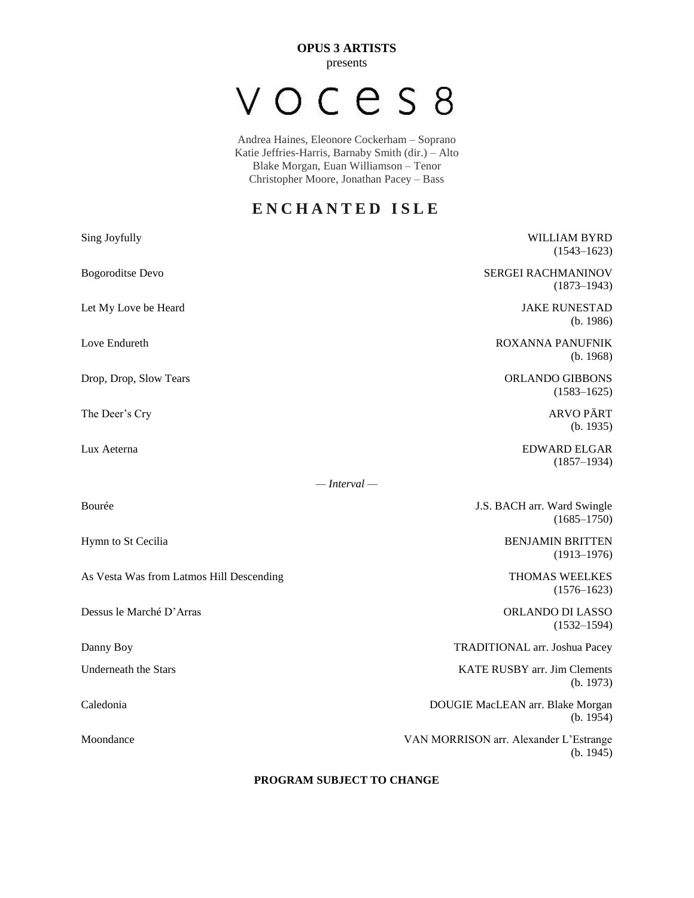**OPUS 3 ARTISTS**
presents

# VOCES8

Andrea Haines, Eleonore Cockerham – Soprano
Katie Jeffries-Harris, Barnaby Smith (dir.) – Alto
Blake Morgan, Euan Williamson – Tenor
Christopher Moore, Jonathan Pacey – Bass

## ENCHANTED ISLE

| | |
|---|---|
| Sing Joyfully | WILLIAM BYRD (1543–1623) |
| Bogoroditse Devo | SERGEI RACHMANINOV (1873–1943) |
| Let My Love be Heard | JAKE RUNESTAD (b. 1986) |
| Love Endureth | ROXANNA PANUFNIK (b. 1968) |
| Drop, Drop, Slow Tears | ORLANDO GIBBONS (1583–1625) |
| The Deer's Cry | ARVO PÄRT (b. 1935) |
| Lux Aeterna | EDWARD ELGAR (1857–1934) |

*— Interval —*

| | |
|---|---|
| Bourée | J.S. BACH arr. Ward Swingle (1685–1750) |
| Hymn to St Cecilia | BENJAMIN BRITTEN (1913–1976) |
| As Vesta Was from Latmos Hill Descending | THOMAS WEELKES (1576–1623) |
| Dessus le Marché D'Arras | ORLANDO DI LASSO (1532–1594) |
| Danny Boy | TRADITIONAL arr. Joshua Pacey |
| Underneath the Stars | KATE RUSBY arr. Jim Clements (b. 1973) |
| Caledonia | DOUGIE MacLEAN arr. Blake Morgan (b. 1954) |
| Moondance | VAN MORRISON arr. Alexander L'Estrange (b. 1945) |

**PROGRAM SUBJECT TO CHANGE**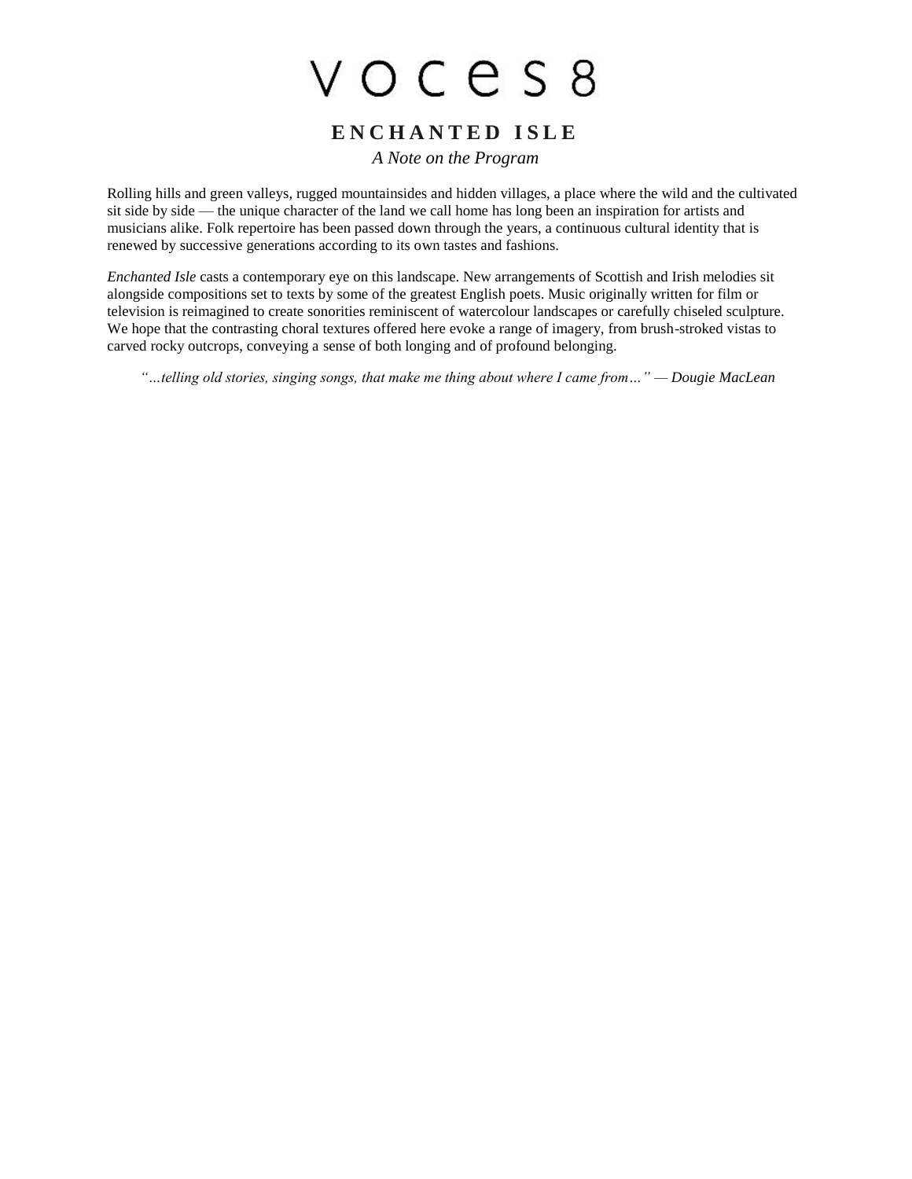# VOCES8

## ENCHANTED ISLE

*A Note on the Program*

Rolling hills and green valleys, rugged mountainsides and hidden villages, a place where the wild and the cultivated sit side by side — the unique character of the land we call home has long been an inspiration for artists and musicians alike. Folk repertoire has been passed down through the years, a continuous cultural identity that is renewed by successive generations according to its own tastes and fashions.

*Enchanted Isle* casts a contemporary eye on this landscape. New arrangements of Scottish and Irish melodies sit alongside compositions set to texts by some of the greatest English poets. Music originally written for film or television is reimagined to create sonorities reminiscent of watercolour landscapes or carefully chiseled sculpture. We hope that the contrasting choral textures offered here evoke a range of imagery, from brush-stroked vistas to carved rocky outcrops, conveying a sense of both longing and of profound belonging.

> *"…telling old stories, singing songs, that make me thing about where I came from…" — Dougie MacLean*